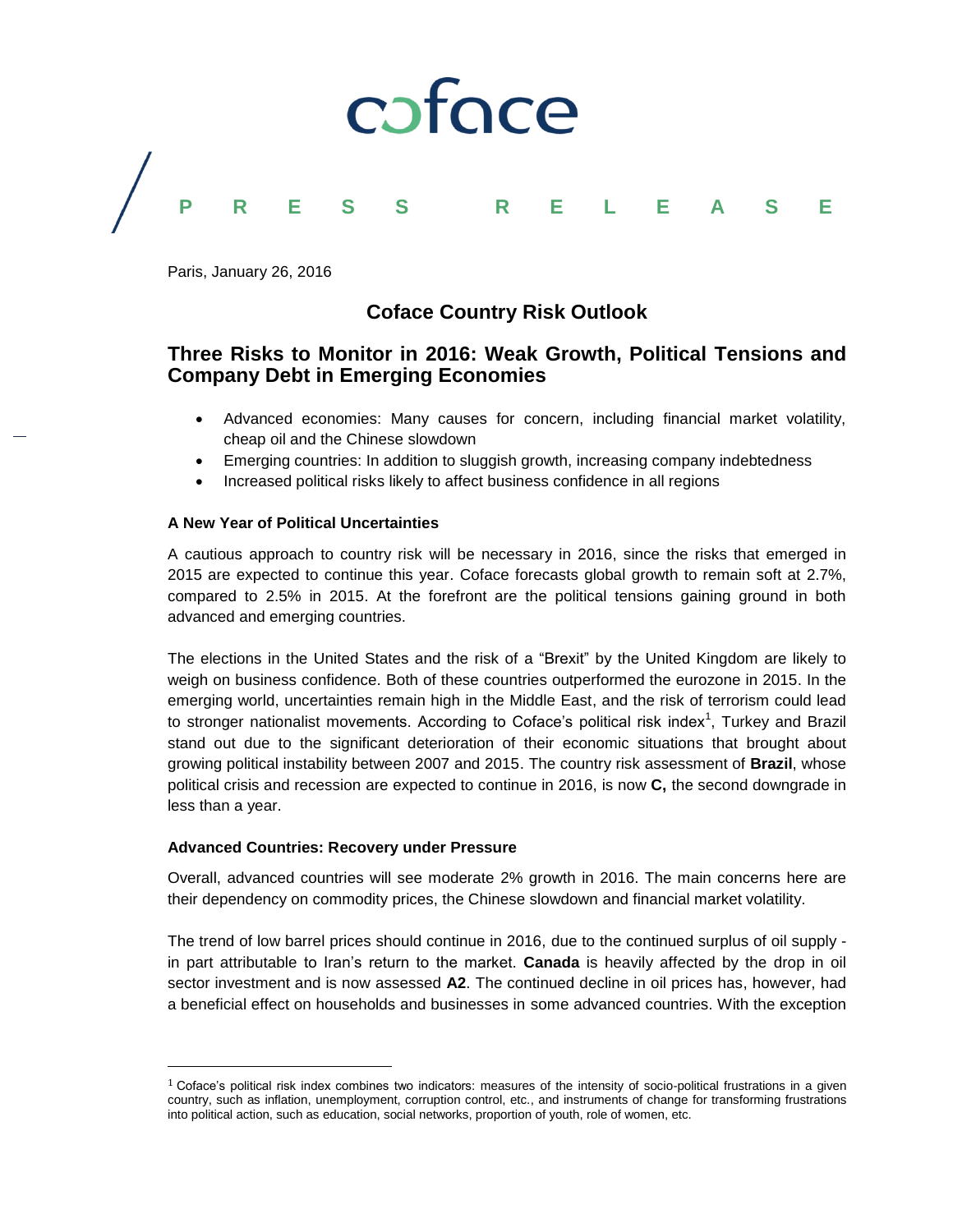coface

PRESS RELEASE

Paris, January 26, 2016

## Coface Country Risk Outlook

# Three Risks to Monitor in 2016: Weak Growth, Political Tensions and Company Debt in Emerging Economies

- Advanced economies: Many causes for concern, including financial market volatility, cheap oil and the Chinese slowdown
- Emerging countries: In addition to sluggish growth, increasing company indebtedness
- Increased political risks likely to affect business confidence in all regions

**A New Year of Political Uncertainties**

A cautious approach to country risk will be necessary in 2016, since the risks that emerged in 2015 are expected to continue this year. Coface forecasts global growth to remain soft at 2.7%, compared to 2.5% in 2015. At the forefront are the political tensions gaining ground in both advanced and emerging countries.

The elections in the United States and the risk of a "Brexit" by the United Kingdom are likely to weigh on business confidence. Both of these countries outperformed the eurozone in 2015. In the emerging world, uncertainties remain high in the Middle East, and the risk of terrorism could lead to stronger nationalist movements. According to Coface's political risk index[1], Turkey and Brazil stand out due to the significant deterioration of their economic situations that brought about growing political instability between 2007 and 2015. The country risk assessment of **Brazil**, whose political crisis and recession are expected to continue in 2016, is now **C,** the second downgrade in less than a year.

**Advanced Countries: Recovery under Pressure**

Overall, advanced countries will see moderate 2% growth in 2016. The main concerns here are their dependency on commodity prices, the Chinese slowdown and financial market volatility.

The trend of low barrel prices should continue in 2016, due to the continued surplus of oil supply - in part attributable to Iran's return to the market. **Canada** is heavily affected by the drop in oil sector investment and is now assessed **A2**. The continued decline in oil prices has, however, had a beneficial effect on households and businesses in some advanced countries. With the exception

[1] Coface's political risk index combines two indicators: measures of the intensity of socio-political frustrations in a given country, such as inflation, unemployment, corruption control, etc., and instruments of change for transforming frustrations into political action, such as education, social networks, proportion of youth, role of women, etc.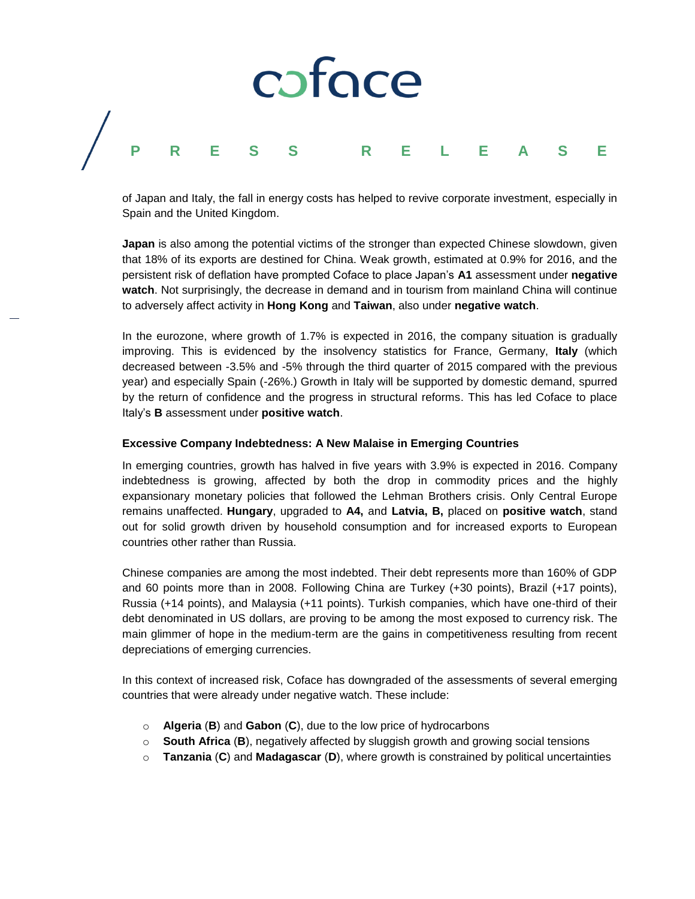of Japan and Italy, the fall in energy costs has helped to revive corporate investment, especially in Spain and the United Kingdom.

**Japan** is also among the potential victims of the stronger than expected Chinese slowdown, given that 18% of its exports are destined for China. Weak growth, estimated at 0.9% for 2016, and the persistent risk of deflation have prompted Coface to place Japan's **A1** assessment under **negative watch**. Not surprisingly, the decrease in demand and in tourism from mainland China will continue to adversely affect activity in **Hong Kong** and **Taiwan**, also under **negative watch**.

In the eurozone, where growth of 1.7% is expected in 2016, the company situation is gradually improving. This is evidenced by the insolvency statistics for France, Germany, **Italy** (which decreased between -3.5% and -5% through the third quarter of 2015 compared with the previous year) and especially Spain (-26%.) Growth in Italy will be supported by domestic demand, spurred by the return of confidence and the progress in structural reforms. This has led Coface to place Italy's **B** assessment under **positive watch**.

**Excessive Company Indebtedness: A New Malaise in Emerging Countries**

In emerging countries, growth has halved in five years with 3.9% is expected in 2016. Company indebtedness is growing, affected by both the drop in commodity prices and the highly expansionary monetary policies that followed the Lehman Brothers crisis. Only Central Europe remains unaffected. **Hungary**, upgraded to **A4,** and **Latvia, B,** placed on **positive watch**, stand out for solid growth driven by household consumption and for increased exports to European countries other rather than Russia.

Chinese companies are among the most indebted. Their debt represents more than 160% of GDP and 60 points more than in 2008. Following China are Turkey (+30 points), Brazil (+17 points), Russia (+14 points), and Malaysia (+11 points). Turkish companies, which have one-third of their debt denominated in US dollars, are proving to be among the most exposed to currency risk. The main glimmer of hope in the medium-term are the gains in competitiveness resulting from recent depreciations of emerging currencies.

In this context of increased risk, Coface has downgraded of the assessments of several emerging countries that were already under negative watch. These include:

- **Algeria** (**B**) and **Gabon** (**C**), due to the low price of hydrocarbons
- **South Africa** (**B**), negatively affected by sluggish growth and growing social tensions
- **Tanzania** (**C**) and **Madagascar** (**D**), where growth is constrained by political uncertainties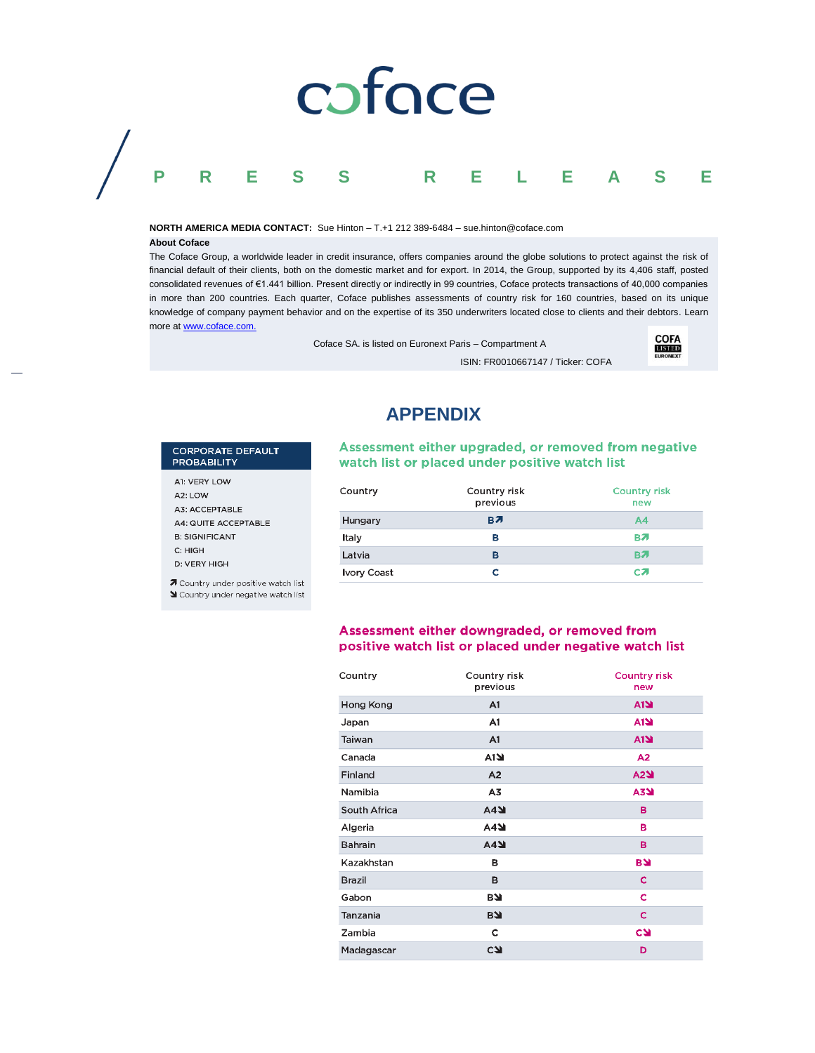**NORTH AMERICA MEDIA CONTACT:** Sue Hinton – T.+1 212 389-6484 – sue.hinton@coface.com

**About Coface**

The Coface Group, a worldwide leader in credit insurance, offers companies around the globe solutions to protect against the risk of financial default of their clients, both on the domestic market and for export. In 2014, the Group, supported by its 4,406 staff, posted consolidated revenues of €1.441 billion. Present directly or indirectly in 99 countries, Coface protects transactions of 40,000 companies in more than 200 countries. Each quarter, Coface publishes assessments of country risk for 160 countries, based on its unique knowledge of company payment behavior and on the expertise of its 350 underwriters located close to clients and their debtors. Learn more at www.coface.com.

Coface SA. is listed on Euronext Paris – Compartment A

ISIN: FR0010667147 / Ticker: COFA

# APPENDIX

**CORPORATE DEFAULT PROBABILITY**

- A1: VERY LOW
- A2: LOW
- A3: ACCEPTABLE
- A4: QUITE ACCEPTABLE
- B: SIGNIFICANT
- C: HIGH
- D: VERY HIGH

↗ Country under positive watch list
↘ Country under negative watch list

## Assessment either upgraded, or removed from negative watch list or placed under positive watch list

| Country | Country risk previous | Country risk new |
|---|---|---|
| Hungary | B↗ | A4 |
| Italy | B | B↗ |
| Latvia | B | B↗ |
| Ivory Coast | C | C↗ |

## Assessment either downgraded, or removed from positive watch list or placed under negative watch list

| Country | Country risk previous | Country risk new |
|---|---|---|
| Hong Kong | A1 | A1↘ |
| Japan | A1 | A1↘ |
| Taiwan | A1 | A1↘ |
| Canada | A1↘ | A2 |
| Finland | A2 | A2↘ |
| Namibia | A3 | A3↘ |
| South Africa | A4↘ | B |
| Algeria | A4↘ | B |
| Bahrain | A4↘ | B |
| Kazakhstan | B | B↘ |
| Brazil | B | C |
| Gabon | B↘ | C |
| Tanzania | B↘ | C |
| Zambia | C | C↘ |
| Madagascar | C↘ | D |